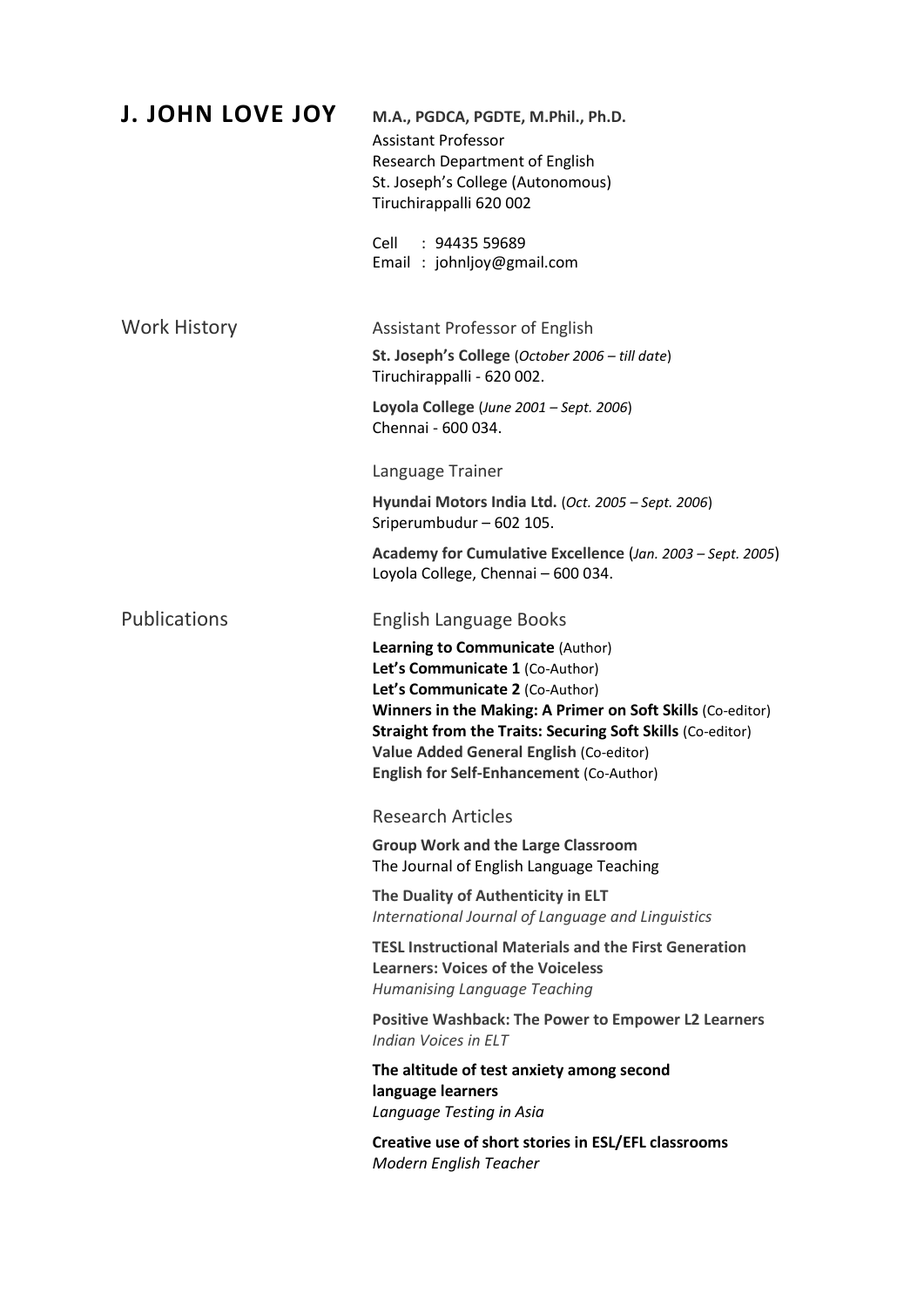# J. JOHN LOVE JOY

**M.A., PGDCA, PGDTE, M.Phil., Ph.D.**
Assistant Professor
Research Department of English
St. Joseph's College (Autonomous)
Tiruchirappalli 620 002

Cell : 94435 59689
Email : johnljoy@gmail.com

## Work History

### Assistant Professor of English

**St. Joseph's College** (*October 2006 – till date*)
Tiruchirappalli - 620 002.

**Loyola College** (*June 2001 – Sept. 2006*)
Chennai - 600 034.

### Language Trainer

**Hyundai Motors India Ltd.** (*Oct. 2005 – Sept. 2006*)
Sriperumbudur – 602 105.

**Academy for Cumulative Excellence** (*Jan. 2003 – Sept. 2005*)
Loyola College, Chennai – 600 034.

## Publications

### English Language Books

**Learning to Communicate** (Author)
**Let's Communicate 1** (Co-Author)
**Let's Communicate 2** (Co-Author)
**Winners in the Making: A Primer on Soft Skills** (Co-editor)
**Straight from the Traits: Securing Soft Skills** (Co-editor)
**Value Added General English** (Co-editor)
**English for Self-Enhancement** (Co-Author)

### Research Articles

**Group Work and the Large Classroom**
The Journal of English Language Teaching

**The Duality of Authenticity in ELT**
*International Journal of Language and Linguistics*

**TESL Instructional Materials and the First Generation Learners: Voices of the Voiceless**
*Humanising Language Teaching*

**Positive Washback: The Power to Empower L2 Learners**
*Indian Voices in ELT*

**The altitude of test anxiety among second language learners**
*Language Testing in Asia*

**Creative use of short stories in ESL/EFL classrooms**
*Modern English Teacher*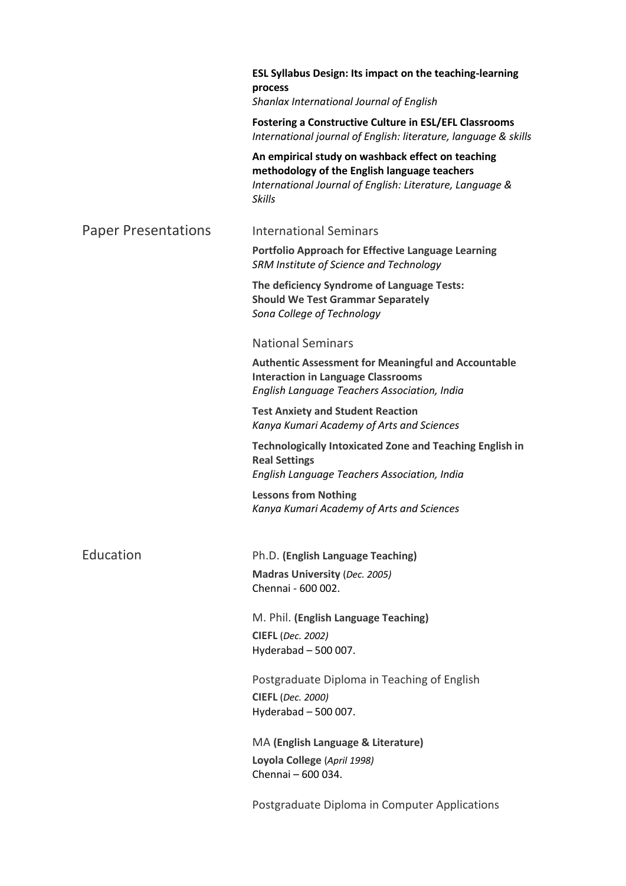**ESL Syllabus Design: Its impact on the teaching-learning process**
*Shanlax International Journal of English*

**Fostering a Constructive Culture in ESL/EFL Classrooms**
*International journal of English: literature, language & skills*

**An empirical study on washback effect on teaching methodology of the English language teachers**
*International Journal of English: Literature, Language & Skills*

## Paper Presentations

### International Seminars

**Portfolio Approach for Effective Language Learning**
*SRM Institute of Science and Technology*

**The deficiency Syndrome of Language Tests: Should We Test Grammar Separately**
*Sona College of Technology*

### National Seminars

**Authentic Assessment for Meaningful and Accountable Interaction in Language Classrooms**
*English Language Teachers Association, India*

**Test Anxiety and Student Reaction**
*Kanya Kumari Academy of Arts and Sciences*

**Technologically Intoxicated Zone and Teaching English in Real Settings**
*English Language Teachers Association, India*

**Lessons from Nothing**
*Kanya Kumari Academy of Arts and Sciences*

## Education

Ph.D. **(English Language Teaching)**
**Madras University** (*Dec. 2005)*
Chennai - 600 002.

M. Phil. **(English Language Teaching)**
**CIEFL** (*Dec. 2002)*
Hyderabad – 500 007.

Postgraduate Diploma in Teaching of English
**CIEFL** (*Dec. 2000)*
Hyderabad – 500 007.

MA **(English Language & Literature)**
**Loyola College** (*April 1998)*
Chennai – 600 034.

Postgraduate Diploma in Computer Applications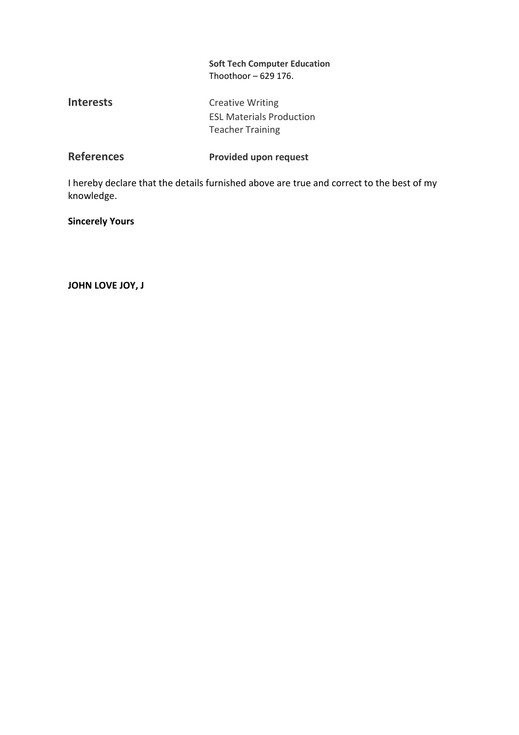**Soft Tech Computer Education**
Thoothoor – 629 176.

## Interests

Creative Writing
ESL Materials Production
Teacher Training

## References

**Provided upon request**

I hereby declare that the details furnished above are true and correct to the best of my knowledge.

**Sincerely Yours**

**JOHN LOVE JOY, J**